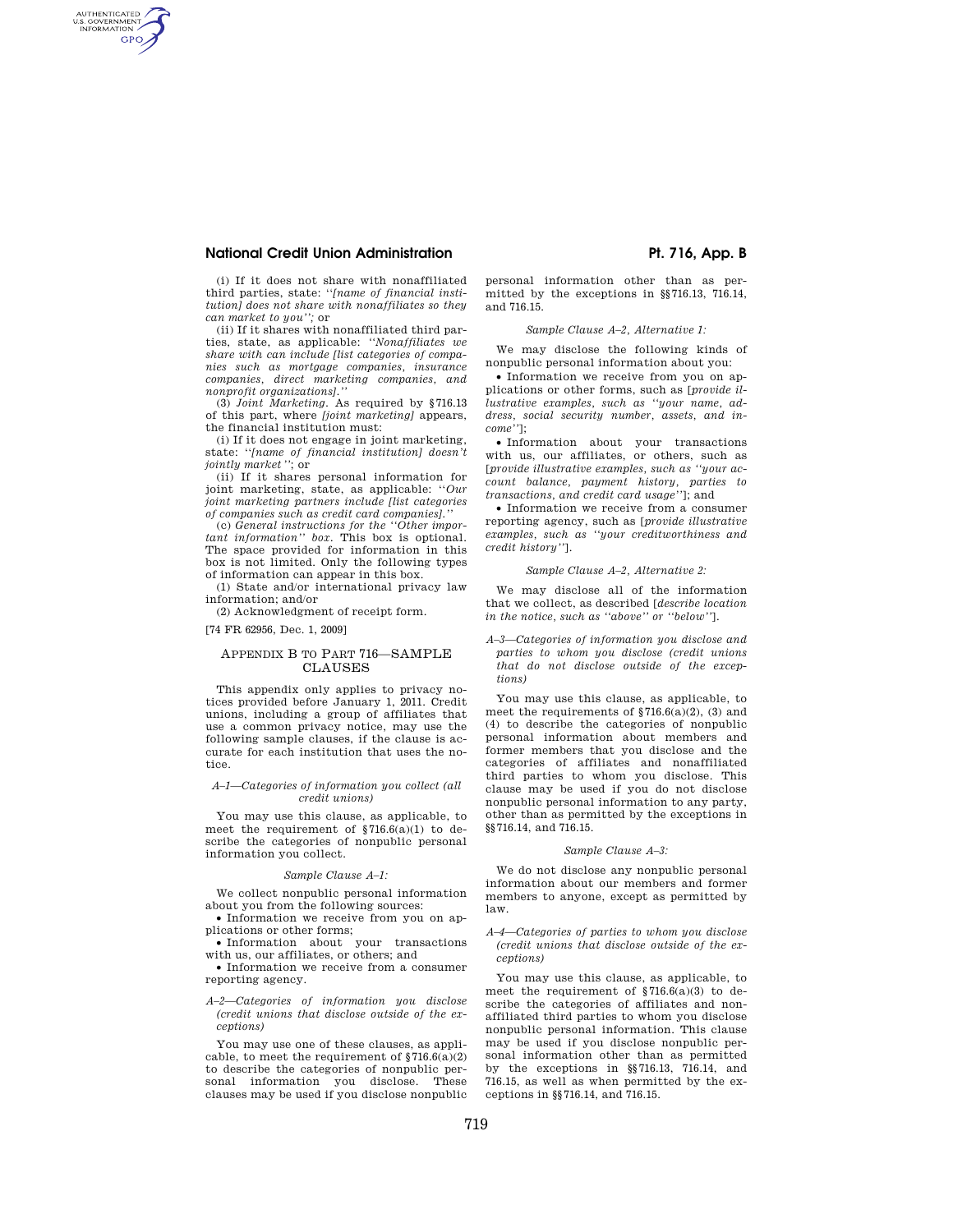(i) If it does not share with nonaffiliated third parties, state: ''*[name of financial institution] does not share with nonaffiliates so they can market to you''*; or

(ii) If it shares with nonaffiliated third parties, state, as applicable: ''*Nonaffiliates we share with can include [list categories of companies such as mortgage companies, insurance companies, direct marketing companies, and nonprofit organizations].''*

(3) *Joint Marketing.* As required by §716.13 of this part, where *[joint marketing]* appears, the financial institution must:

(i) If it does not engage in joint marketing, state: ''*[name of financial institution] doesn't jointly market''*; or

(ii) If it shares personal information for joint marketing, state, as applicable: ''*Our joint marketing partners include [list categories of companies such as credit card companies].''*

(c) *General instructions for the ''Other important information'' box.* This box is optional. The space provided for information in this box is not limited. Only the following types of information can appear in this box.

(1) State and/or international privacy law information; and/or

(2) Acknowledgment of receipt form.

[74 FR 62956, Dec. 1, 2009]

## APPENDIX B TO PART 716—SAMPLE CLAUSES

This appendix only applies to privacy notices provided before January 1, 2011. Credit unions, including a group of affiliates that use a common privacy notice, may use the following sample clauses, if the clause is accurate for each institution that uses the notice.

*A–1—Categories of information you collect (all credit unions)*

You may use this clause, as applicable, to meet the requirement of §716.6(a)(1) to describe the categories of nonpublic personal information you collect.

*Sample Clause A–1:*

We collect nonpublic personal information about you from the following sources:

- Information we receive from you on applications or other forms;
- Information about your transactions with us, our affiliates, or others; and
- Information we receive from a consumer reporting agency.

*A–2—Categories of information you disclose (credit unions that disclose outside of the exceptions)*

You may use one of these clauses, as applicable, to meet the requirement of §716.6(a)(2) to describe the categories of nonpublic personal information you disclose. These clauses may be used if you disclose nonpublic personal information other than as permitted by the exceptions in §§716.13, 716.14, and 716.15.

*Sample Clause A–2, Alternative 1:*

We may disclose the following kinds of nonpublic personal information about you:

- Information we receive from you on applications or other forms, such as [*provide illustrative examples, such as ''your name, address, social security number, assets, and income''*];
- Information about your transactions with us, our affiliates, or others, such as [*provide illustrative examples, such as ''your account balance, payment history, parties to transactions, and credit card usage''*]; and
- Information we receive from a consumer reporting agency, such as [*provide illustrative examples, such as ''your creditworthiness and credit history''*].

*Sample Clause A–2, Alternative 2:*

We may disclose all of the information that we collect, as described [*describe location in the notice, such as ''above'' or ''below''*].

*A–3—Categories of information you disclose and parties to whom you disclose (credit unions that do not disclose outside of the exceptions)*

You may use this clause, as applicable, to meet the requirements of §716.6(a)(2), (3) and (4) to describe the categories of nonpublic personal information about members and former members that you disclose and the categories of affiliates and nonaffiliated third parties to whom you disclose. This clause may be used if you do not disclose nonpublic personal information to any party, other than as permitted by the exceptions in §§716.14, and 716.15.

*Sample Clause A–3:*

We do not disclose any nonpublic personal information about our members and former members to anyone, except as permitted by law.

*A–4—Categories of parties to whom you disclose (credit unions that disclose outside of the exceptions)*

You may use this clause, as applicable, to meet the requirement of §716.6(a)(3) to describe the categories of affiliates and nonaffiliated third parties to whom you disclose nonpublic personal information. This clause may be used if you disclose nonpublic personal information other than as permitted by the exceptions in §§716.13, 716.14, and 716.15, as well as when permitted by the exceptions in §§716.14, and 716.15.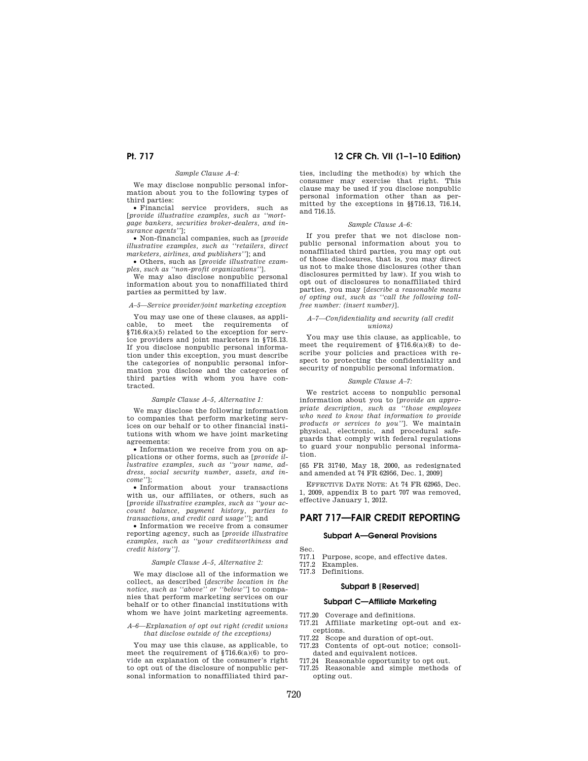*Sample Clause A–4:*

We may disclose nonpublic personal information about you to the following types of third parties:

- Financial service providers, such as [*provide illustrative examples, such as ''mortgage bankers, securities broker-dealers, and insurance agents''*];
- Non-financial companies, such as [*provide illustrative examples, such as ''retailers, direct marketers, airlines, and publishers''*]; and
- Others, such as [*provide illustrative examples, such as ''non-profit organizations''*].

We may also disclose nonpublic personal information about you to nonaffiliated third parties as permitted by law.

*A–5—Service provider/joint marketing exception*

You may use one of these clauses, as applicable, to meet the requirements of §716.6(a)(5) related to the exception for service providers and joint marketers in §716.13. If you disclose nonpublic personal information under this exception, you must describe the categories of nonpublic personal information you disclose and the categories of third parties with whom you have contracted.

*Sample Clause A–5, Alternative 1:*

We may disclose the following information to companies that perform marketing services on our behalf or to other financial institutions with whom we have joint marketing agreements:

- Information we receive from you on applications or other forms, such as [*provide illustrative examples, such as ''your name, address, social security number, assets, and income''*];
- Information about your transactions with us, our affiliates, or others, such as [*provide illustrative examples, such as ''your account balance, payment history, parties to transactions, and credit card usage''*]; and
- Information we receive from a consumer reporting agency, such as [*provide illustrative examples, such as ''your creditworthiness and credit history''*].

*Sample Clause A–5, Alternative 2:*

We may disclose all of the information we collect, as described [*describe location in the notice, such as ''above'' or ''below''*] to companies that perform marketing services on our behalf or to other financial institutions with whom we have joint marketing agreements.

*A–6—Explanation of opt out right (credit unions that disclose outside of the exceptions)*

You may use this clause, as applicable, to meet the requirement of §716.6(a)(6) to provide an explanation of the consumer's right to opt out of the disclosure of nonpublic personal information to nonaffiliated third parties, including the method(s) by which the consumer may exercise that right. This clause may be used if you disclose nonpublic personal information other than as permitted by the exceptions in §§716.13, 716.14, and 716.15.

*Sample Clause A–6:*

If you prefer that we not disclose nonpublic personal information about you to nonaffiliated third parties, you may opt out of those disclosures, that is, you may direct us not to make those disclosures (other than disclosures permitted by law). If you wish to opt out of disclosures to nonaffiliated third parties, you may [*describe a reasonable means of opting out, such as ''call the following toll-free number: (insert number)*)].

*A–7—Confidentiality and security (all credit unions)*

You may use this clause, as applicable, to meet the requirement of §716.6(a)(8) to describe your policies and practices with respect to protecting the confidentiality and security of nonpublic personal information.

*Sample Clause A–7:*

We restrict access to nonpublic personal information about you to [*provide an appropriate description, such as ''those employees who need to know that information to provide products or services to you''*]. We maintain physical, electronic, and procedural safeguards that comply with federal regulations to guard your nonpublic personal information.

[65 FR 31740, May 18, 2000, as redesignated and amended at 74 FR 62956, Dec. 1, 2009]

EFFECTIVE DATE NOTE: At 74 FR 62965, Dec. 1, 2009, appendix B to part 707 was removed, effective January 1, 2012.

# PART 717—FAIR CREDIT REPORTING

## Subpart A—General Provisions

Sec.
717.1 Purpose, scope, and effective dates.
717.2 Examples.
717.3 Definitions.

## Subpart B [Reserved]

## Subpart C—Affiliate Marketing

717.20 Coverage and definitions.
717.21 Affiliate marketing opt-out and exceptions.
717.22 Scope and duration of opt-out.
717.23 Contents of opt-out notice; consolidated and equivalent notices.
717.24 Reasonable opportunity to opt out.
717.25 Reasonable and simple methods of opting out.